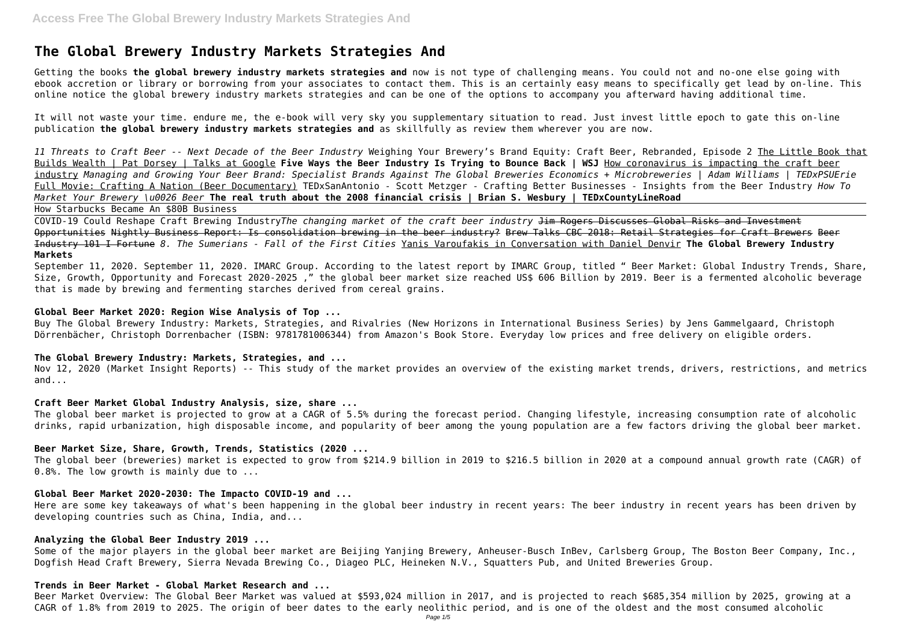# The Global Brewery Industry Markets Strategies And

Getting the books **the global brewery industry markets strategies and** now is not type of challenging means. You could not and no-one else going with ebook accretion or library or borrowing from your associates to contact them. This is an certainly easy means to specifically get lead by on-line. This online notice the global brewery industry markets strategies and can be one of the options to accompany you afterward having additional time.

It will not waste your time. endure me, the e-book will very sky you supplementary situation to read. Just invest little epoch to gate this on-line publication **the global brewery industry markets strategies and** as skillfully as review them wherever you are now.

*11 Threats to Craft Beer -- Next Decade of the Beer Industry* Weighing Your Brewery's Brand Equity: Craft Beer, Rebranded, Episode 2 The Little Book that Builds Wealth | Pat Dorsey | Talks at Google **Five Ways the Beer Industry Is Trying to Bounce Back | WSJ** How coronavirus is impacting the craft beer industry *Managing and Growing Your Beer Brand: Specialist Brands Against The Global Breweries Economics + Microbreweries | Adam Williams | TEDxPSUErie* Full Movie: Crafting A Nation (Beer Documentary) TEDxSanAntonio - Scott Metzger - Crafting Better Businesses - Insights from the Beer Industry *How To Market Your Brewery \u0026 Beer* **The real truth about the 2008 financial crisis | Brian S. Wesbury | TEDxCountyLineRoad**

How Starbucks Became An $80B Business

COVID-19 Could Reshape Craft Brewing Industry*The changing market of the craft beer industry* ~~Jim Rogers Discusses Global Risks and Investment Opportunities~~ ~~Nightly Business Report: Is consolidation brewing in the beer industry?~~ ~~Brew Talks CBC 2018: Retail Strategies for Craft Brewers~~ ~~Beer Industry 101 I Fortune~~ *8. The Sumerians - Fall of the First Cities* Yanis Varoufakis in Conversation with Daniel Denvir **The Global Brewery Industry Markets**

September 11, 2020. September 11, 2020. IMARC Group. According to the latest report by IMARC Group, titled " Beer Market: Global Industry Trends, Share, Size, Growth, Opportunity and Forecast 2020-2025 ," the global beer market size reached US$ 606 Billion by 2019. Beer is a fermented alcoholic beverage that is made by brewing and fermenting starches derived from cereal grains.

### Global Beer Market 2020: Region Wise Analysis of Top ...

Buy The Global Brewery Industry: Markets, Strategies, and Rivalries (New Horizons in International Business Series) by Jens Gammelgaard, Christoph Dörrenbächer, Christoph Dorrenbacher (ISBN: 9781781006344) from Amazon's Book Store. Everyday low prices and free delivery on eligible orders.

### The Global Brewery Industry: Markets, Strategies, and ...

Nov 12, 2020 (Market Insight Reports) -- This study of the market provides an overview of the existing market trends, drivers, restrictions, and metrics and...

### Craft Beer Market Global Industry Analysis, size, share ...

The global beer market is projected to grow at a CAGR of 5.5% during the forecast period. Changing lifestyle, increasing consumption rate of alcoholic drinks, rapid urbanization, high disposable income, and popularity of beer among the young population are a few factors driving the global beer market.

### Beer Market Size, Share, Growth, Trends, Statistics (2020 ...

The global beer (breweries) market is expected to grow from $214.9 billion in 2019 to $216.5 billion in 2020 at a compound annual growth rate (CAGR) of 0.8%. The low growth is mainly due to ...

### Global Beer Market 2020-2030: The Impacto COVID-19 and ...

Here are some key takeaways of what's been happening in the global beer industry in recent years: The beer industry in recent years has been driven by developing countries such as China, India, and...

### Analyzing the Global Beer Industry 2019 ...

Some of the major players in the global beer market are Beijing Yanjing Brewery, Anheuser-Busch InBev, Carlsberg Group, The Boston Beer Company, Inc., Dogfish Head Craft Brewery, Sierra Nevada Brewing Co., Diageo PLC, Heineken N.V., Squatters Pub, and United Breweries Group.

### Trends in Beer Market - Global Market Research and ...

Beer Market Overview: The Global Beer Market was valued at $593,024 million in 2017, and is projected to reach $685,354 million by 2025, growing at a CAGR of 1.8% from 2019 to 2025. The origin of beer dates to the early neolithic period, and is one of the oldest and the most consumed alcoholic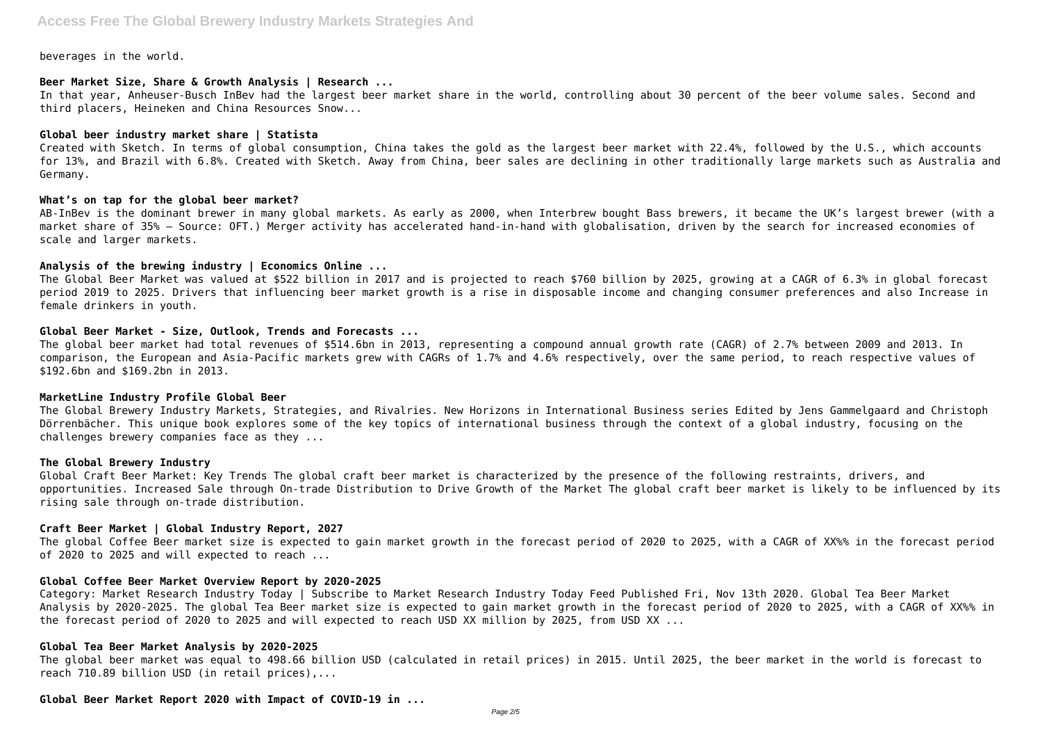beverages in the world.

**Beer Market Size, Share & Growth Analysis | Research ...**

In that year, Anheuser-Busch InBev had the largest beer market share in the world, controlling about 30 percent of the beer volume sales. Second and third placers, Heineken and China Resources Snow...

**Global beer industry market share | Statista**

Created with Sketch. In terms of global consumption, China takes the gold as the largest beer market with 22.4%, followed by the U.S., which accounts for 13%, and Brazil with 6.8%. Created with Sketch. Away from China, beer sales are declining in other traditionally large markets such as Australia and Germany.

**What's on tap for the global beer market?**

AB-InBev is the dominant brewer in many global markets. As early as 2000, when Interbrew bought Bass brewers, it became the UK's largest brewer (with a market share of 35% – Source: OFT.) Merger activity has accelerated hand-in-hand with globalisation, driven by the search for increased economies of scale and larger markets.

**Analysis of the brewing industry | Economics Online ...**

The Global Beer Market was valued at $522 billion in 2017 and is projected to reach $760 billion by 2025, growing at a CAGR of 6.3% in global forecast period 2019 to 2025. Drivers that influencing beer market growth is a rise in disposable income and changing consumer preferences and also Increase in female drinkers in youth.

**Global Beer Market - Size, Outlook, Trends and Forecasts ...**

The global beer market had total revenues of $514.6bn in 2013, representing a compound annual growth rate (CAGR) of 2.7% between 2009 and 2013. In comparison, the European and Asia-Pacific markets grew with CAGRs of 1.7% and 4.6% respectively, over the same period, to reach respective values of $192.6bn and $169.2bn in 2013.

**MarketLine Industry Profile Global Beer**

The Global Brewery Industry Markets, Strategies, and Rivalries. New Horizons in International Business series Edited by Jens Gammelgaard and Christoph Dörrenbächer. This unique book explores some of the key topics of international business through the context of a global industry, focusing on the challenges brewery companies face as they ...

**The Global Brewery Industry**

Global Craft Beer Market: Key Trends The global craft beer market is characterized by the presence of the following restraints, drivers, and opportunities. Increased Sale through On-trade Distribution to Drive Growth of the Market The global craft beer market is likely to be influenced by its rising sale through on-trade distribution.

**Craft Beer Market | Global Industry Report, 2027**

The global Coffee Beer market size is expected to gain market growth in the forecast period of 2020 to 2025, with a CAGR of XX%% in the forecast period of 2020 to 2025 and will expected to reach ...

**Global Coffee Beer Market Overview Report by 2020-2025**

Category: Market Research Industry Today | Subscribe to Market Research Industry Today Feed Published Fri, Nov 13th 2020. Global Tea Beer Market Analysis by 2020-2025. The global Tea Beer market size is expected to gain market growth in the forecast period of 2020 to 2025, with a CAGR of XX%% in the forecast period of 2020 to 2025 and will expected to reach USD XX million by 2025, from USD XX ...

**Global Tea Beer Market Analysis by 2020-2025**

The global beer market was equal to 498.66 billion USD (calculated in retail prices) in 2015. Until 2025, the beer market in the world is forecast to reach 710.89 billion USD (in retail prices),...

**Global Beer Market Report 2020 with Impact of COVID-19 in ...**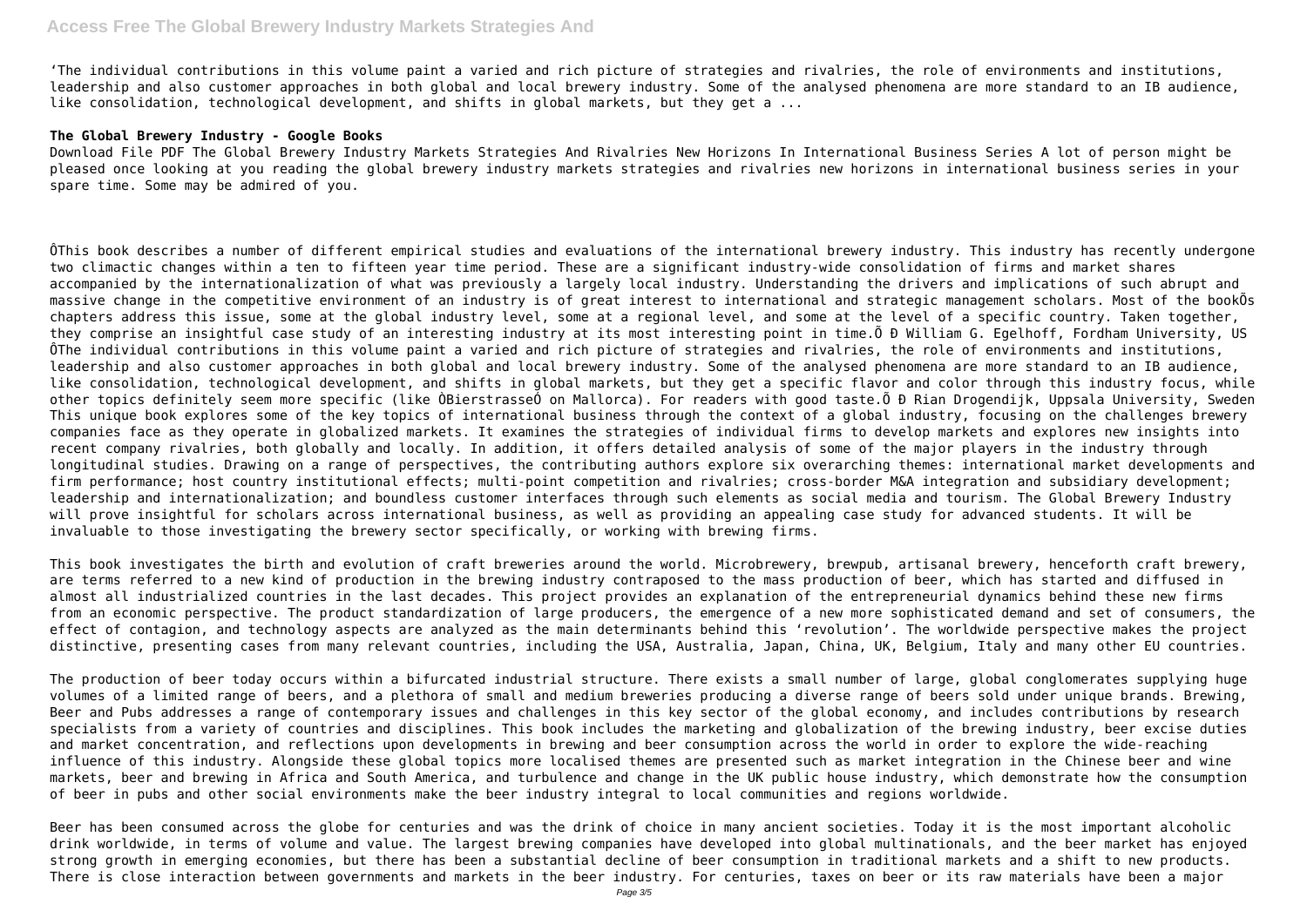'The individual contributions in this volume paint a varied and rich picture of strategies and rivalries, the role of environments and institutions, leadership and also customer approaches in both global and local brewery industry. Some of the analysed phenomena are more standard to an IB audience, like consolidation, technological development, and shifts in global markets, but they get a ...

**The Global Brewery Industry - Google Books**

Download File PDF The Global Brewery Industry Markets Strategies And Rivalries New Horizons In International Business Series A lot of person might be pleased once looking at you reading the global brewery industry markets strategies and rivalries new horizons in international business series in your spare time. Some may be admired of you.

ÔThis book describes a number of different empirical studies and evaluations of the international brewery industry. This industry has recently undergone two climactic changes within a ten to fifteen year time period. These are a significant industry-wide consolidation of firms and market shares accompanied by the internationalization of what was previously a largely local industry. Understanding the drivers and implications of such abrupt and massive change in the competitive environment of an industry is of great interest to international and strategic management scholars. Most of the bookÕs chapters address this issue, some at the global industry level, some at a regional level, and some at the level of a specific country. Taken together, they comprise an insightful case study of an interesting industry at its most interesting point in time.Õ Ð William G. Egelhoff, Fordham University, US ÔThe individual contributions in this volume paint a varied and rich picture of strategies and rivalries, the role of environments and institutions, leadership and also customer approaches in both global and local brewery industry. Some of the analysed phenomena are more standard to an IB audience, like consolidation, technological development, and shifts in global markets, but they get a specific flavor and color through this industry focus, while other topics definitely seem more specific (like ÒBierstrasseÓ on Mallorca). For readers with good taste.Õ Ð Rian Drogendijk, Uppsala University, Sweden This unique book explores some of the key topics of international business through the context of a global industry, focusing on the challenges brewery companies face as they operate in globalized markets. It examines the strategies of individual firms to develop markets and explores new insights into recent company rivalries, both globally and locally. In addition, it offers detailed analysis of some of the major players in the industry through longitudinal studies. Drawing on a range of perspectives, the contributing authors explore six overarching themes: international market developments and firm performance; host country institutional effects; multi-point competition and rivalries; cross-border M&A integration and subsidiary development; leadership and internationalization; and boundless customer interfaces through such elements as social media and tourism. The Global Brewery Industry will prove insightful for scholars across international business, as well as providing an appealing case study for advanced students. It will be invaluable to those investigating the brewery sector specifically, or working with brewing firms.

This book investigates the birth and evolution of craft breweries around the world. Microbrewery, brewpub, artisanal brewery, henceforth craft brewery, are terms referred to a new kind of production in the brewing industry contraposed to the mass production of beer, which has started and diffused in almost all industrialized countries in the last decades. This project provides an explanation of the entrepreneurial dynamics behind these new firms from an economic perspective. The product standardization of large producers, the emergence of a new more sophisticated demand and set of consumers, the effect of contagion, and technology aspects are analyzed as the main determinants behind this 'revolution'. The worldwide perspective makes the project distinctive, presenting cases from many relevant countries, including the USA, Australia, Japan, China, UK, Belgium, Italy and many other EU countries.

The production of beer today occurs within a bifurcated industrial structure. There exists a small number of large, global conglomerates supplying huge volumes of a limited range of beers, and a plethora of small and medium breweries producing a diverse range of beers sold under unique brands. Brewing, Beer and Pubs addresses a range of contemporary issues and challenges in this key sector of the global economy, and includes contributions by research specialists from a variety of countries and disciplines. This book includes the marketing and globalization of the brewing industry, beer excise duties and market concentration, and reflections upon developments in brewing and beer consumption across the world in order to explore the wide-reaching influence of this industry. Alongside these global topics more localised themes are presented such as market integration in the Chinese beer and wine markets, beer and brewing in Africa and South America, and turbulence and change in the UK public house industry, which demonstrate how the consumption of beer in pubs and other social environments make the beer industry integral to local communities and regions worldwide.

Beer has been consumed across the globe for centuries and was the drink of choice in many ancient societies. Today it is the most important alcoholic drink worldwide, in terms of volume and value. The largest brewing companies have developed into global multinationals, and the beer market has enjoyed strong growth in emerging economies, but there has been a substantial decline of beer consumption in traditional markets and a shift to new products. There is close interaction between governments and markets in the beer industry. For centuries, taxes on beer or its raw materials have been a major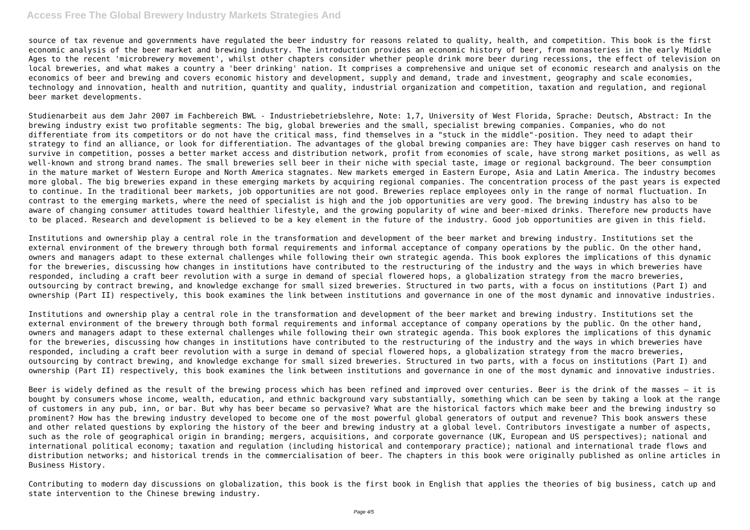source of tax revenue and governments have regulated the beer industry for reasons related to quality, health, and competition. This book is the first economic analysis of the beer market and brewing industry. The introduction provides an economic history of beer, from monasteries in the early Middle Ages to the recent 'microbrewery movement', whilst other chapters consider whether people drink more beer during recessions, the effect of television on local breweries, and what makes a country a 'beer drinking' nation. It comprises a comprehensive and unique set of economic research and analysis on the economics of beer and brewing and covers economic history and development, supply and demand, trade and investment, geography and scale economies, technology and innovation, health and nutrition, quantity and quality, industrial organization and competition, taxation and regulation, and regional beer market developments.

Studienarbeit aus dem Jahr 2007 im Fachbereich BWL - Industriebetriebslehre, Note: 1,7, University of West Florida, Sprache: Deutsch, Abstract: In the brewing industry exist two profitable segments: The big, global breweries and the small, specialist brewing companies. Companies, who do not differentiate from its competitors or do not have the critical mass, find themselves in a "stuck in the middle"-position. They need to adapt their strategy to find an alliance, or look for differentiation. The advantages of the global brewing companies are: They have bigger cash reserves on hand to survive in competition, posses a better market access and distribution network, profit from economies of scale, have strong market positions, as well as well-known and strong brand names. The small breweries sell beer in their niche with special taste, image or regional background. The beer consumption in the mature market of Western Europe and North America stagnates. New markets emerged in Eastern Europe, Asia and Latin America. The industry becomes more global. The big breweries expand in these emerging markets by acquiring regional companies. The concentration process of the past years is expected to continue. In the traditional beer markets, job opportunities are not good. Breweries replace employees only in the range of normal fluctuation. In contrast to the emerging markets, where the need of specialist is high and the job opportunities are very good. The brewing industry has also to be aware of changing consumer attitudes toward healthier lifestyle, and the growing popularity of wine and beer-mixed drinks. Therefore new products have to be placed. Research and development is believed to be a key element in the future of the industry. Good job opportunities are given in this field.

Institutions and ownership play a central role in the transformation and development of the beer market and brewing industry. Institutions set the external environment of the brewery through both formal requirements and informal acceptance of company operations by the public. On the other hand, owners and managers adapt to these external challenges while following their own strategic agenda. This book explores the implications of this dynamic for the breweries, discussing how changes in institutions have contributed to the restructuring of the industry and the ways in which breweries have responded, including a craft beer revolution with a surge in demand of special flowered hops, a globalization strategy from the macro breweries, outsourcing by contract brewing, and knowledge exchange for small sized breweries. Structured in two parts, with a focus on institutions (Part I) and ownership (Part II) respectively, this book examines the link between institutions and governance in one of the most dynamic and innovative industries.

Institutions and ownership play a central role in the transformation and development of the beer market and brewing industry. Institutions set the external environment of the brewery through both formal requirements and informal acceptance of company operations by the public. On the other hand, owners and managers adapt to these external challenges while following their own strategic agenda. This book explores the implications of this dynamic for the breweries, discussing how changes in institutions have contributed to the restructuring of the industry and the ways in which breweries have responded, including a craft beer revolution with a surge in demand of special flowered hops, a globalization strategy from the macro breweries, outsourcing by contract brewing, and knowledge exchange for small sized breweries. Structured in two parts, with a focus on institutions (Part I) and ownership (Part II) respectively, this book examines the link between institutions and governance in one of the most dynamic and innovative industries.

Beer is widely defined as the result of the brewing process which has been refined and improved over centuries. Beer is the drink of the masses – it is bought by consumers whose income, wealth, education, and ethnic background vary substantially, something which can be seen by taking a look at the range of customers in any pub, inn, or bar. But why has beer became so pervasive? What are the historical factors which make beer and the brewing industry so prominent? How has the brewing industry developed to become one of the most powerful global generators of output and revenue? This book answers these and other related questions by exploring the history of the beer and brewing industry at a global level. Contributors investigate a number of aspects, such as the role of geographical origin in branding; mergers, acquisitions, and corporate governance (UK, European and US perspectives); national and international political economy; taxation and regulation (including historical and contemporary practice); national and international trade flows and distribution networks; and historical trends in the commercialisation of beer. The chapters in this book were originally published as online articles in Business History.

Contributing to modern day discussions on globalization, this book is the first book in English that applies the theories of big business, catch up and state intervention to the Chinese brewing industry.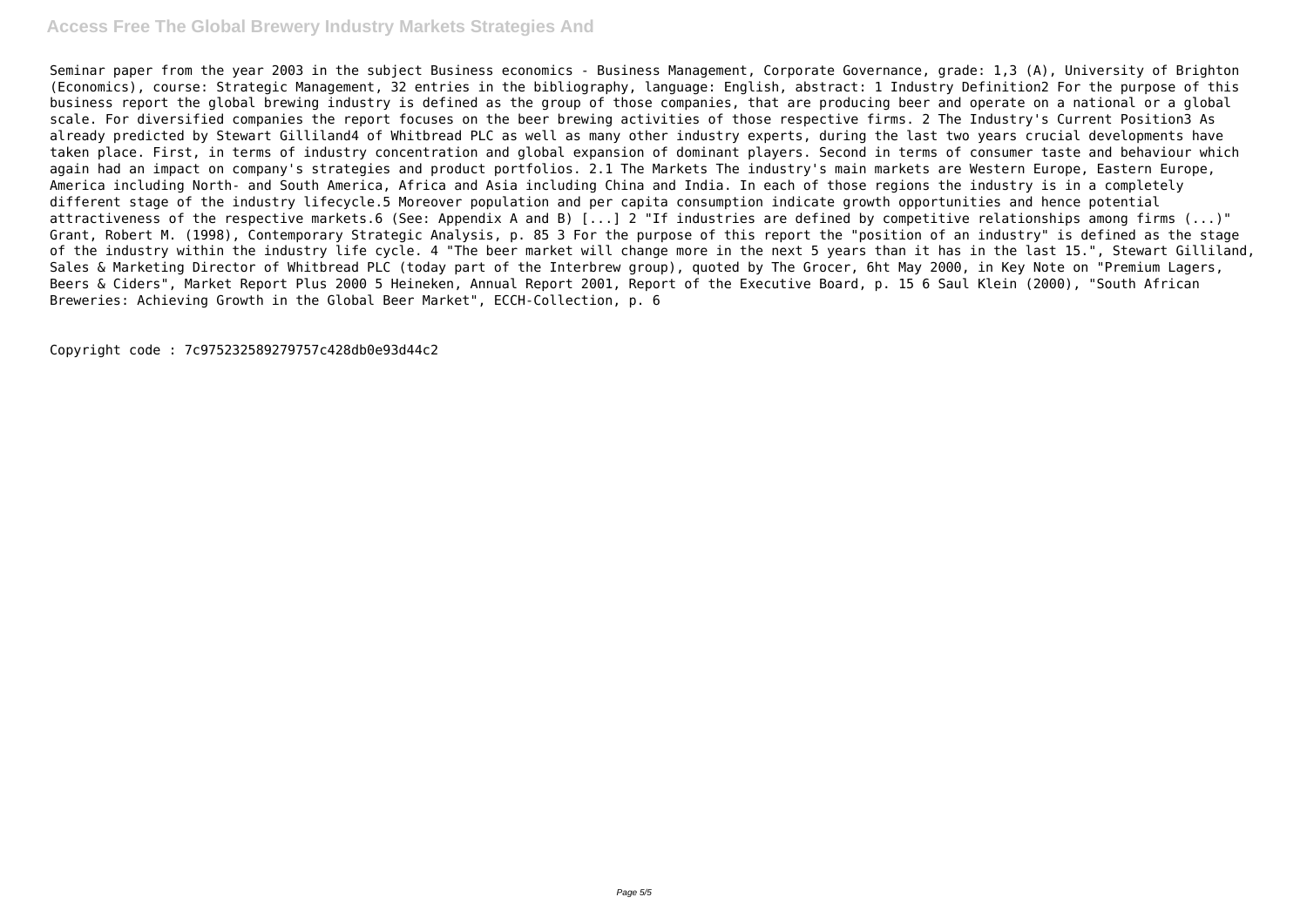Seminar paper from the year 2003 in the subject Business economics - Business Management, Corporate Governance, grade: 1,3 (A), University of Brighton (Economics), course: Strategic Management, 32 entries in the bibliography, language: English, abstract: 1 Industry Definition2 For the purpose of this business report the global brewing industry is defined as the group of those companies, that are producing beer and operate on a national or a global scale. For diversified companies the report focuses on the beer brewing activities of those respective firms. 2 The Industry's Current Position3 As already predicted by Stewart Gilliland4 of Whitbread PLC as well as many other industry experts, during the last two years crucial developments have taken place. First, in terms of industry concentration and global expansion of dominant players. Second in terms of consumer taste and behaviour which again had an impact on company's strategies and product portfolios. 2.1 The Markets The industry's main markets are Western Europe, Eastern Europe, America including North- and South America, Africa and Asia including China and India. In each of those regions the industry is in a completely different stage of the industry lifecycle.5 Moreover population and per capita consumption indicate growth opportunities and hence potential attractiveness of the respective markets.6 (See: Appendix A and B) [...] 2 "If industries are defined by competitive relationships among firms (...)" Grant, Robert M. (1998), Contemporary Strategic Analysis, p. 85 3 For the purpose of this report the "position of an industry" is defined as the stage of the industry within the industry life cycle. 4 "The beer market will change more in the next 5 years than it has in the last 15.", Stewart Gilliland, Sales & Marketing Director of Whitbread PLC (today part of the Interbrew group), quoted by The Grocer, 6ht May 2000, in Key Note on "Premium Lagers, Beers & Ciders", Market Report Plus 2000 5 Heineken, Annual Report 2001, Report of the Executive Board, p. 15 6 Saul Klein (2000), "South African Breweries: Achieving Growth in the Global Beer Market", ECCH-Collection, p. 6

Copyright code : 7c975232589279757c428db0e93d44c2